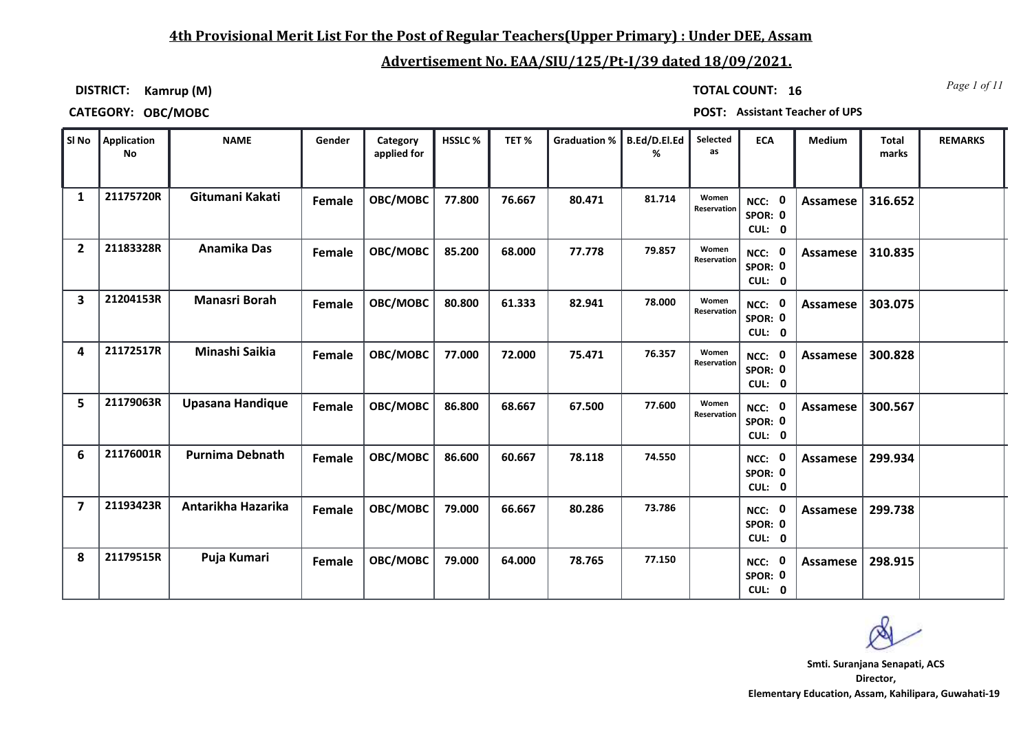## 4th Provisional Merit List For the Post of Regular Teachers(Upper Primary) : Under DEE, Assam

## Advertisement No. EAA/SIU/125/Pt-I/39 dated 18/09/2021.

**DISTRICT:** Kamrup (M)

**TOTAL COUNT:** 16

**CATEGORY:** OBC/MOBC

**POST:** Assistant Teacher of UPS

| Sl No | Application No | NAME | Gender | Category applied for | HSSLC % | TET % | Graduation % | B.Ed/D.El.Ed % | Selected as | ECA | Medium | Total marks | REMARKS |
|---|---|---|---|---|---|---|---|---|---|---|---|---|---|
| 1 | 21175720R | Gitumani Kakati | Female | OBC/MOBC | 77.800 | 76.667 | 80.471 | 81.714 | Women Reservation | NCC: 0 SPOR: 0 CUL: 0 | Assamese | 316.652 | |
| 2 | 21183328R | Anamika Das | Female | OBC/MOBC | 85.200 | 68.000 | 77.778 | 79.857 | Women Reservation | NCC: 0 SPOR: 0 CUL: 0 | Assamese | 310.835 | |
| 3 | 21204153R | Manasri Borah | Female | OBC/MOBC | 80.800 | 61.333 | 82.941 | 78.000 | Women Reservation | NCC: 0 SPOR: 0 CUL: 0 | Assamese | 303.075 | |
| 4 | 21172517R | Minashi Saikia | Female | OBC/MOBC | 77.000 | 72.000 | 75.471 | 76.357 | Women Reservation | NCC: 0 SPOR: 0 CUL: 0 | Assamese | 300.828 | |
| 5 | 21179063R | Upasana Handique | Female | OBC/MOBC | 86.800 | 68.667 | 67.500 | 77.600 | Women Reservation | NCC: 0 SPOR: 0 CUL: 0 | Assamese | 300.567 | |
| 6 | 21176001R | Purnima Debnath | Female | OBC/MOBC | 86.600 | 60.667 | 78.118 | 74.550 | | NCC: 0 SPOR: 0 CUL: 0 | Assamese | 299.934 | |
| 7 | 21193423R | Antarikha Hazarika | Female | OBC/MOBC | 79.000 | 66.667 | 80.286 | 73.786 | | NCC: 0 SPOR: 0 CUL: 0 | Assamese | 299.738 | |
| 8 | 21179515R | Puja Kumari | Female | OBC/MOBC | 79.000 | 64.000 | 78.765 | 77.150 | | NCC: 0 SPOR: 0 CUL: 0 | Assamese | 298.915 | |

Smti. Suranjana Senapati, ACS
Director,
Elementary Education, Assam, Kahilipara, Guwahati-19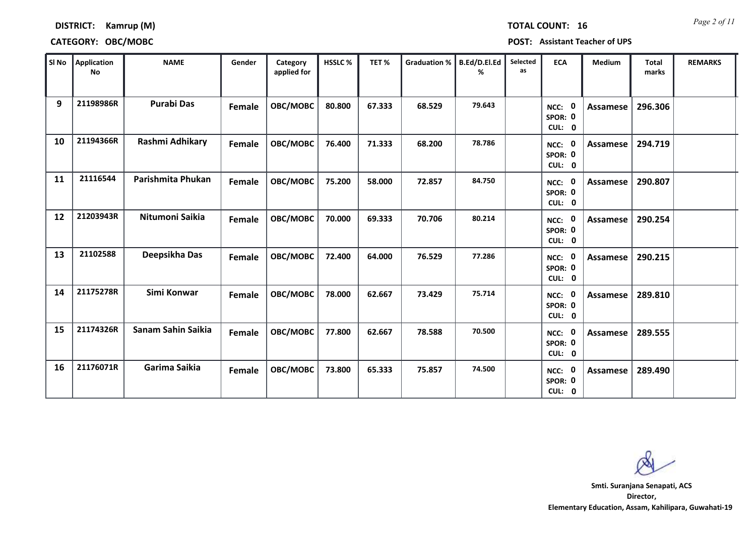**DISTRICT:** Kamrup (M) **TOTAL COUNT:** 16

**CATEGORY:** OBC/MOBC **POST:** Assistant Teacher of UPS

| Sl No | Application No | NAME | Gender | Category applied for | HSSLC % | TET % | Graduation % | B.Ed/D.El.Ed % | Selected as | ECA | Medium | Total marks | REMARKS |
|---|---|---|---|---|---|---|---|---|---|---|---|---|---|
| 9 | 21198986R | Purabi Das | Female | OBC/MOBC | 80.800 | 67.333 | 68.529 | 79.643 | | NCC: 0 SPOR: 0 CUL: 0 | Assamese | 296.306 | |
| 10 | 21194366R | Rashmi Adhikary | Female | OBC/MOBC | 76.400 | 71.333 | 68.200 | 78.786 | | NCC: 0 SPOR: 0 CUL: 0 | Assamese | 294.719 | |
| 11 | 21116544 | Parishmita Phukan | Female | OBC/MOBC | 75.200 | 58.000 | 72.857 | 84.750 | | NCC: 0 SPOR: 0 CUL: 0 | Assamese | 290.807 | |
| 12 | 21203943R | Nitumoni Saikia | Female | OBC/MOBC | 70.000 | 69.333 | 70.706 | 80.214 | | NCC: 0 SPOR: 0 CUL: 0 | Assamese | 290.254 | |
| 13 | 21102588 | Deepsikha Das | Female | OBC/MOBC | 72.400 | 64.000 | 76.529 | 77.286 | | NCC: 0 SPOR: 0 CUL: 0 | Assamese | 290.215 | |
| 14 | 21175278R | Simi Konwar | Female | OBC/MOBC | 78.000 | 62.667 | 73.429 | 75.714 | | NCC: 0 SPOR: 0 CUL: 0 | Assamese | 289.810 | |
| 15 | 21174326R | Sanam Sahin Saikia | Female | OBC/MOBC | 77.800 | 62.667 | 78.588 | 70.500 | | NCC: 0 SPOR: 0 CUL: 0 | Assamese | 289.555 | |
| 16 | 21176071R | Garima Saikia | Female | OBC/MOBC | 73.800 | 65.333 | 75.857 | 74.500 | | NCC: 0 SPOR: 0 CUL: 0 | Assamese | 289.490 | |

**Smt. Suranjana Senapati, ACS**
**Director,**
**Elementary Education, Assam, Kahilipara, Guwahati-19**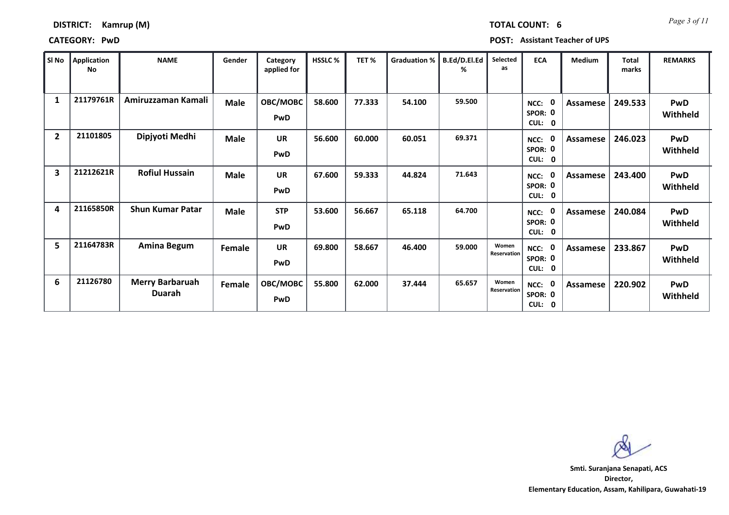**DISTRICT:** Kamrup (M)

**TOTAL COUNT:** 6

**CATEGORY:** PwD

**POST:** Assistant Teacher of UPS

| Sl No | Application No | NAME | Gender | Category applied for | HSSLC % | TET % | Graduation % | B.Ed/D.El.Ed % | Selected as | ECA | Medium | Total marks | REMARKS |
|---|---|---|---|---|---|---|---|---|---|---|---|---|---|
| 1 | 21179761R | Amiruzzaman Kamali | Male | OBC/MOBC PwD | 58.600 | 77.333 | 54.100 | 59.500 | | NCC: 0 SPOR: 0 CUL: 0 | Assamese | 249.533 | PwD Withheld |
| 2 | 21101805 | Dipjyoti Medhi | Male | UR PwD | 56.600 | 60.000 | 60.051 | 69.371 | | NCC: 0 SPOR: 0 CUL: 0 | Assamese | 246.023 | PwD Withheld |
| 3 | 21212621R | Rofiul Hussain | Male | UR PwD | 67.600 | 59.333 | 44.824 | 71.643 | | NCC: 0 SPOR: 0 CUL: 0 | Assamese | 243.400 | PwD Withheld |
| 4 | 21165850R | Shun Kumar Patar | Male | STP PwD | 53.600 | 56.667 | 65.118 | 64.700 | | NCC: 0 SPOR: 0 CUL: 0 | Assamese | 240.084 | PwD Withheld |
| 5 | 21164783R | Amina Begum | Female | UR PwD | 69.800 | 58.667 | 46.400 | 59.000 | Women Reservation | NCC: 0 SPOR: 0 CUL: 0 | Assamese | 233.867 | PwD Withheld |
| 6 | 21126780 | Merry Barbaruah Duarah | Female | OBC/MOBC PwD | 55.800 | 62.000 | 37.444 | 65.657 | Women Reservation | NCC: 0 SPOR: 0 CUL: 0 | Assamese | 220.902 | PwD Withheld |

**Smti. Suranjana Senapati, ACS**
**Director,**
**Elementary Education, Assam, Kahilipara, Guwahati-19**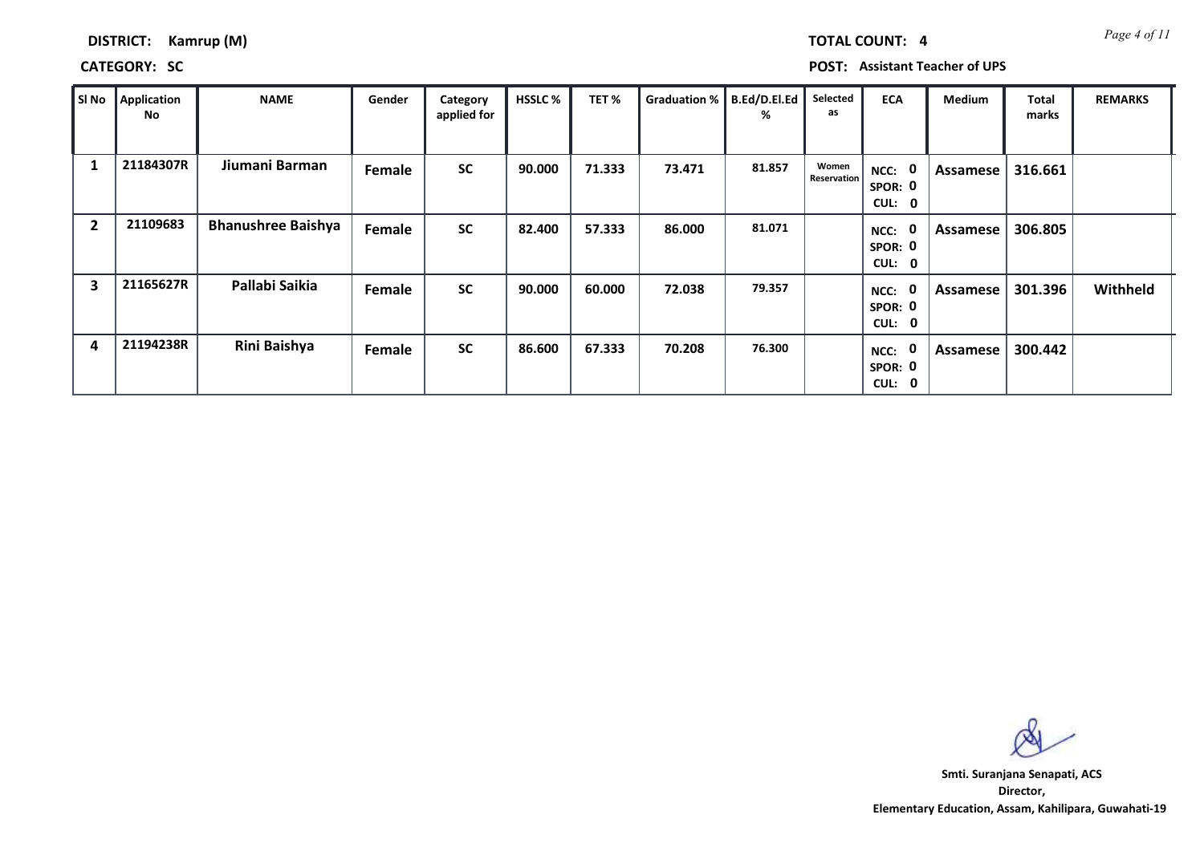**DISTRICT:** Kamrup (M) **TOTAL COUNT:** 4

**CATEGORY:** SC **POST:** Assistant Teacher of UPS

| Sl No | Application No | NAME | Gender | Category applied for | HSSLC % | TET % | Graduation % | B.Ed/D.El.Ed % | Selected as | ECA | Medium | Total marks | REMARKS |
|---|---|---|---|---|---|---|---|---|---|---|---|---|---|
| 1 | 21184307R | Jiumani Barman | Female | SC | 90.000 | 71.333 | 73.471 | 81.857 | Women Reservation | NCC: 0 SPOR: 0 CUL: 0 | Assamese | 316.661 | |
| 2 | 21109683 | Bhanushree Baishya | Female | SC | 82.400 | 57.333 | 86.000 | 81.071 | | NCC: 0 SPOR: 0 CUL: 0 | Assamese | 306.805 | |
| 3 | 21165627R | Pallabi Saikia | Female | SC | 90.000 | 60.000 | 72.038 | 79.357 | | NCC: 0 SPOR: 0 CUL: 0 | Assamese | 301.396 | Withheld |
| 4 | 21194238R | Rini Baishya | Female | SC | 86.600 | 67.333 | 70.208 | 76.300 | | NCC: 0 SPOR: 0 CUL: 0 | Assamese | 300.442 | |

**Smt. Suranjana Senapati, ACS**
**Director,**
**Elementary Education, Assam, Kahilipara, Guwahati-19**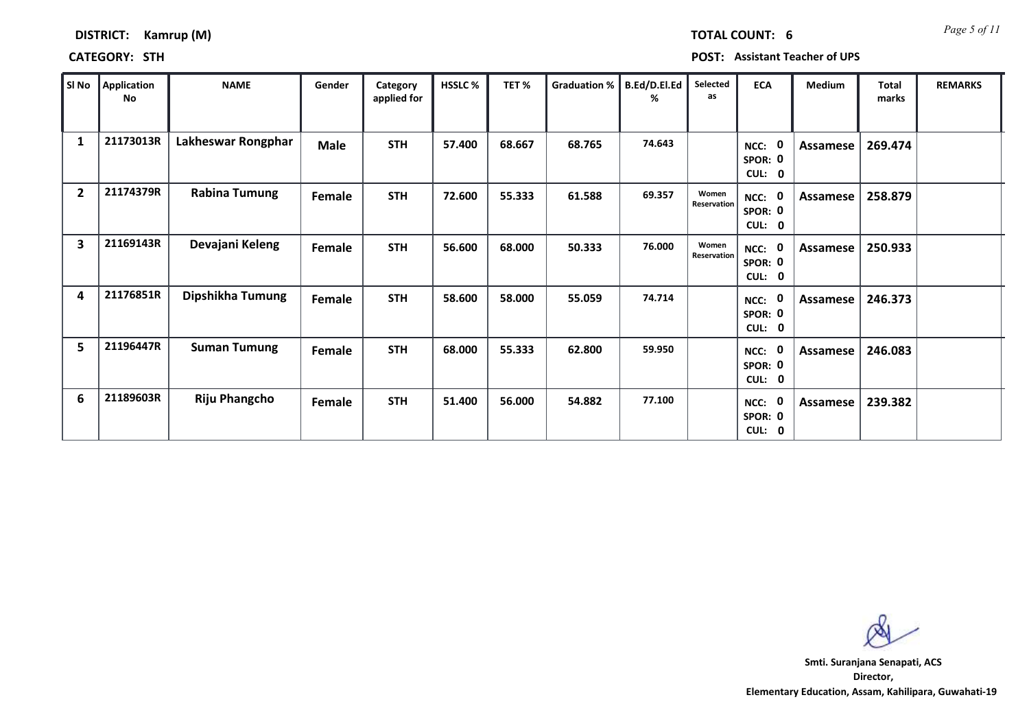**DISTRICT:** Kamrup (M) **TOTAL COUNT:** 6

**CATEGORY:** STH **POST:** Assistant Teacher of UPS

| Sl No | Application No | NAME | Gender | Category applied for | HSSLC % | TET % | Graduation % | B.Ed/D.El.Ed % | Selected as | ECA | Medium | Total marks | REMARKS |
|---|---|---|---|---|---|---|---|---|---|---|---|---|---|
| 1 | 21173013R | Lakheswar Rongphar | Male | STH | 57.400 | 68.667 | 68.765 | 74.643 | | NCC: 0 SPOR: 0 CUL: 0 | Assamese | 269.474 | |
| 2 | 21174379R | Rabina Tumung | Female | STH | 72.600 | 55.333 | 61.588 | 69.357 | Women Reservation | NCC: 0 SPOR: 0 CUL: 0 | Assamese | 258.879 | |
| 3 | 21169143R | Devajani Keleng | Female | STH | 56.600 | 68.000 | 50.333 | 76.000 | Women Reservation | NCC: 0 SPOR: 0 CUL: 0 | Assamese | 250.933 | |
| 4 | 21176851R | Dipshikha Tumung | Female | STH | 58.600 | 58.000 | 55.059 | 74.714 | | NCC: 0 SPOR: 0 CUL: 0 | Assamese | 246.373 | |
| 5 | 21196447R | Suman Tumung | Female | STH | 68.000 | 55.333 | 62.800 | 59.950 | | NCC: 0 SPOR: 0 CUL: 0 | Assamese | 246.083 | |
| 6 | 21189603R | Riju Phangcho | Female | STH | 51.400 | 56.000 | 54.882 | 77.100 | | NCC: 0 SPOR: 0 CUL: 0 | Assamese | 239.382 | |

**Smti. Suranjana Senapati, ACS**
**Director,**
**Elementary Education, Assam, Kahilipara, Guwahati-19**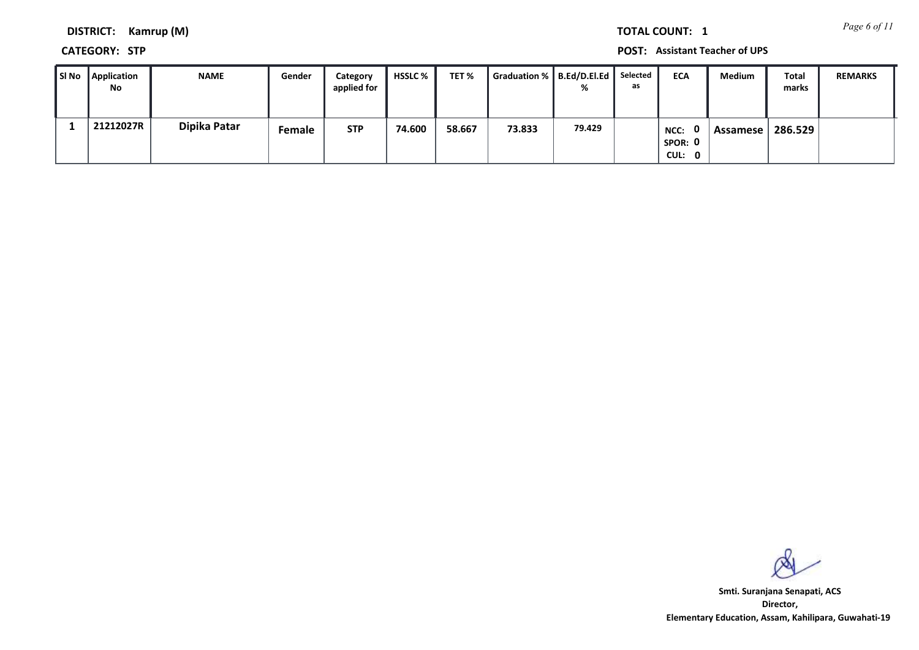**DISTRICT:** Kamrup (M)

**TOTAL COUNT:** 1

**CATEGORY:** STP

**POST:** Assistant Teacher of UPS

| Sl No | Application No | NAME | Gender | Category applied for | HSSLC % | TET % | Graduation % | B.Ed/D.El.Ed % | Selected as | ECA | Medium | Total marks | REMARKS |
|---|---|---|---|---|---|---|---|---|---|---|---|---|---|
| 1 | 21212027R | Dipika Patar | Female | STP | 74.600 | 58.667 | 73.833 | 79.429 | | NCC: 0 SPOR: 0 CUL: 0 | Assamese | 286.529 | |

**Smt. Suranjana Senapati, ACS**
**Director,**
**Elementary Education, Assam, Kahilipara, Guwahati-19**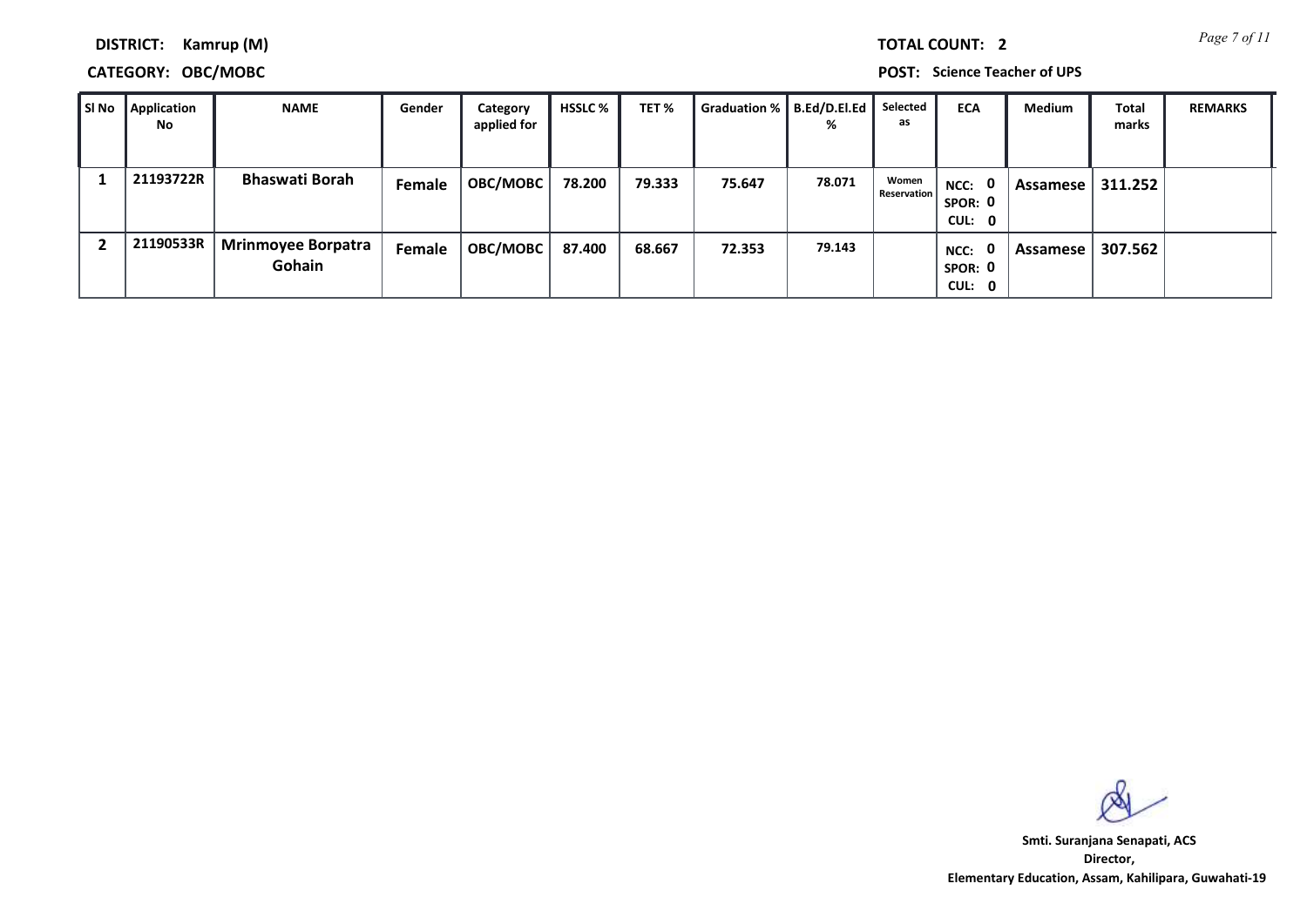**DISTRICT: Kamrup (M)** **TOTAL COUNT: 2**

**CATEGORY: OBC/MOBC** **POST: Science Teacher of UPS**

| Sl No | Application No | NAME | Gender | Category applied for | HSSLC % | TET % | Graduation % | B.Ed/D.El.Ed % | Selected as | ECA | Medium | Total marks | REMARKS |
|---|---|---|---|---|---|---|---|---|---|---|---|---|---|
| 1 | 21193722R | Bhaswati Borah | Female | OBC/MOBC | 78.200 | 79.333 | 75.647 | 78.071 | Women Reservation | NCC: 0 SPOR: 0 CUL: 0 | Assamese | 311.252 | |
| 2 | 21190533R | Mrinmoyee Borpatra Gohain | Female | OBC/MOBC | 87.400 | 68.667 | 72.353 | 79.143 | | NCC: 0 SPOR: 0 CUL: 0 | Assamese | 307.562 | |

**Smti. Suranjana Senapati, ACS**
**Director,**
**Elementary Education, Assam, Kahilipara, Guwahati-19**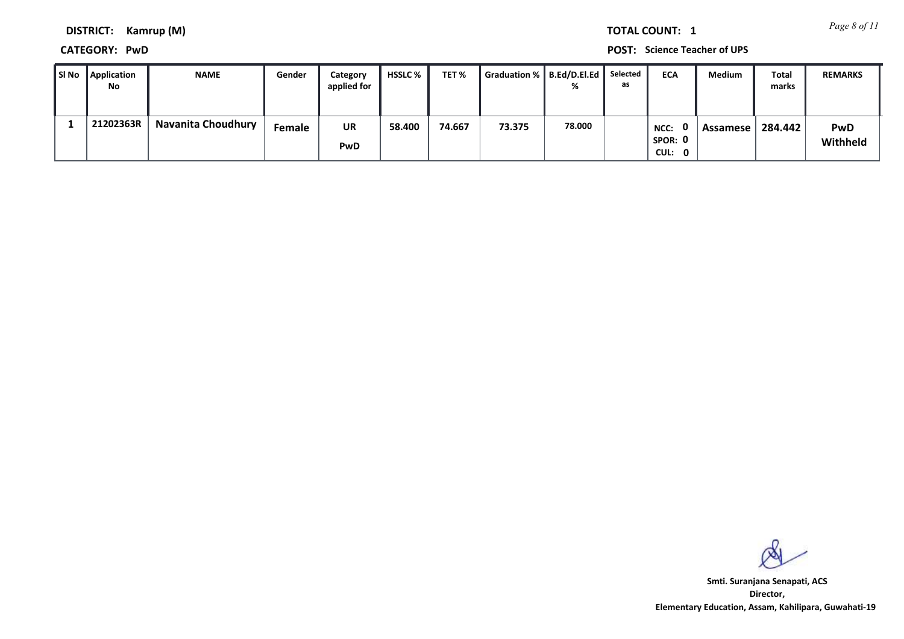**DISTRICT:** Kamrup (M)

**TOTAL COUNT:** 1

**CATEGORY:** PwD

**POST:** Science Teacher of UPS

| Sl No | Application No | NAME | Gender | Category applied for | HSSLC % | TET % | Graduation % | B.Ed/D.El.Ed % | Selected as | ECA | Medium | Total marks | REMARKS |
|---|---|---|---|---|---|---|---|---|---|---|---|---|---|
| 1 | 21202363R | Navanita Choudhury | Female | UR PwD | 58.400 | 74.667 | 73.375 | 78.000 | | NCC: 0 SPOR: 0 CUL: 0 | Assamese | 284.442 | PwD Withheld |

Smti. Suranjana Senapati, ACS
Director,
Elementary Education, Assam, Kahilipara, Guwahati-19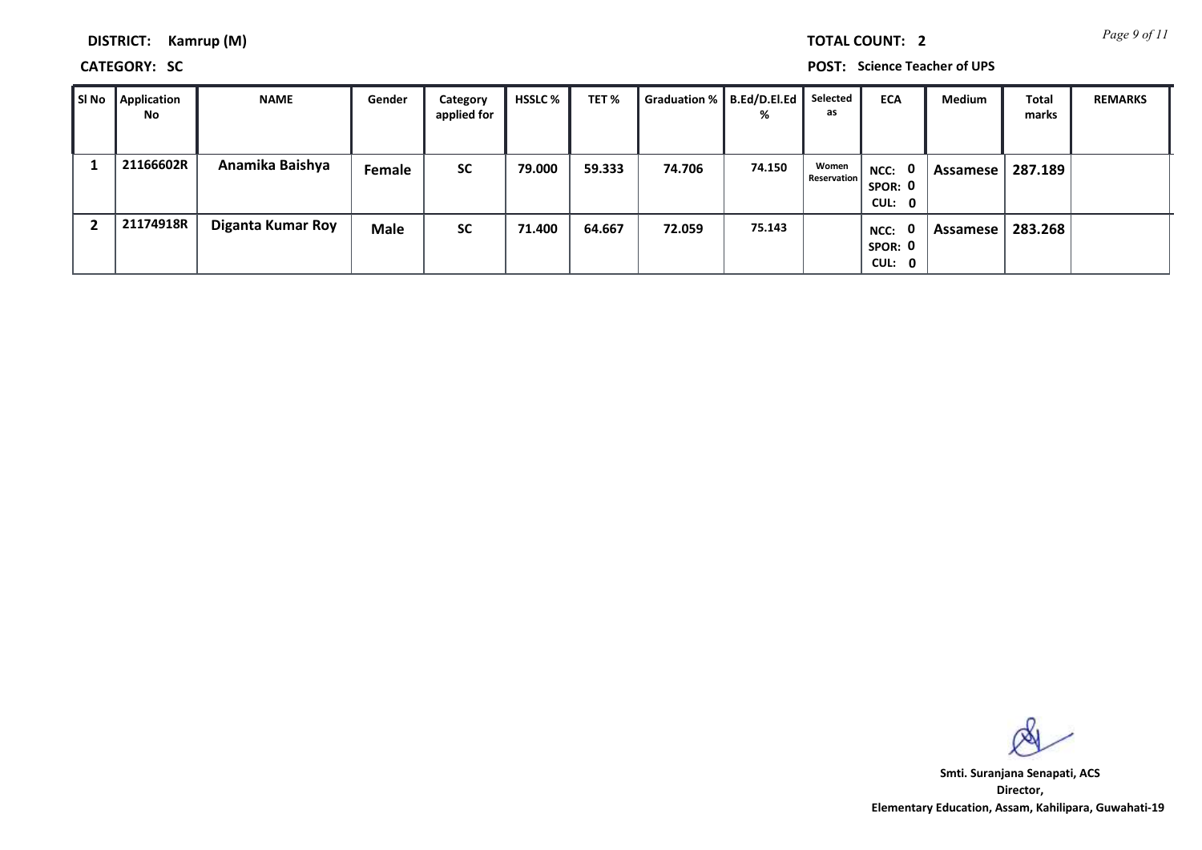**DISTRICT:** Kamrup (M)

**TOTAL COUNT:** 2

**CATEGORY:** SC

**POST:** Science Teacher of UPS

| Sl No | Application No | NAME | Gender | Category applied for | HSSLC % | TET % | Graduation % | B.Ed/D.El.Ed % | Selected as | ECA | Medium | Total marks | REMARKS |
|---|---|---|---|---|---|---|---|---|---|---|---|---|---|
| 1 | 21166602R | Anamika Baishya | Female | SC | 79.000 | 59.333 | 74.706 | 74.150 | Women Reservation | NCC: 0 SPOR: 0 CUL: 0 | Assamese | 287.189 | |
| 2 | 21174918R | Diganta Kumar Roy | Male | SC | 71.400 | 64.667 | 72.059 | 75.143 | | NCC: 0 SPOR: 0 CUL: 0 | Assamese | 283.268 | |

**Smti. Suranjana Senapati, ACS**
**Director,**
**Elementary Education, Assam, Kahilipara, Guwahati-19**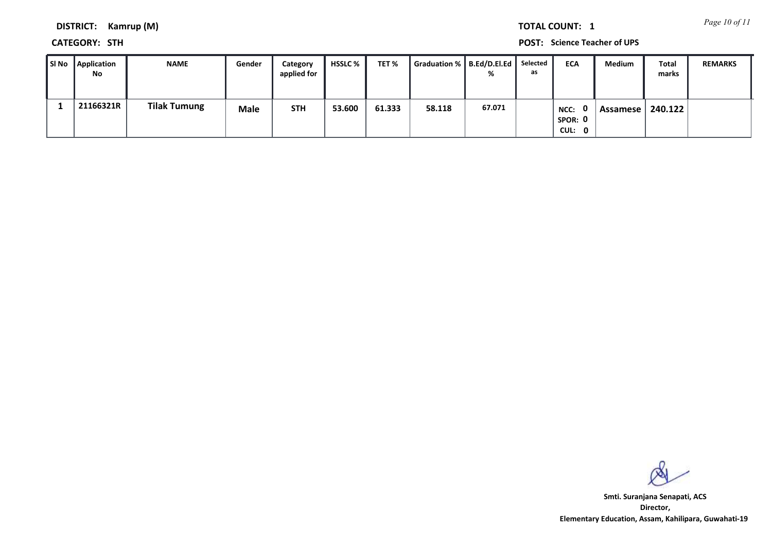**DISTRICT: Kamrup (M)**

**TOTAL COUNT: 1**

**CATEGORY: STH**

**POST: Science Teacher of UPS**

| Sl No | Application No | NAME | Gender | Category applied for | HSSLC % | TET % | Graduation % | B.Ed/D.El.Ed % | Selected as | ECA | Medium | Total marks | REMARKS |
|---|---|---|---|---|---|---|---|---|---|---|---|---|---|
| 1 | 21166321R | Tilak Tumung | Male | STH | 53.600 | 61.333 | 58.118 | 67.071 | | NCC: 0 SPOR: 0 CUL: 0 | Assamese | 240.122 | |

**Smt. Suranjana Senapati, ACS**
**Director,**
**Elementary Education, Assam, Kahilipara, Guwahati-19**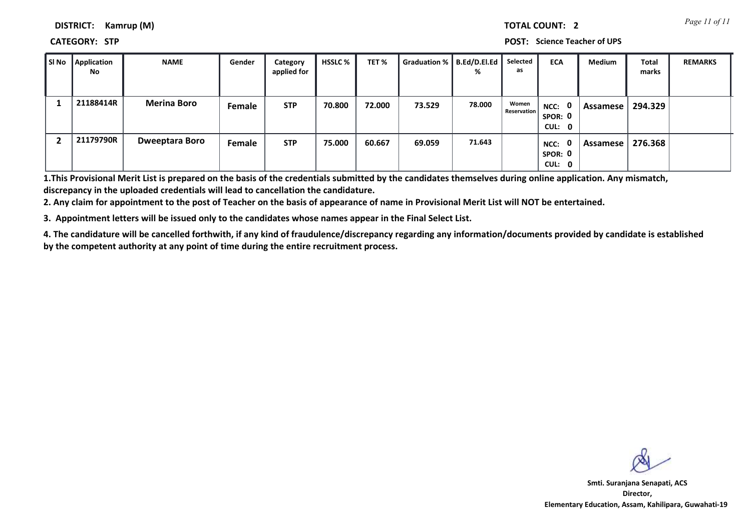**DISTRICT:** Kamrup (M) **TOTAL COUNT:** 2

**CATEGORY:** STP **POST:** Science Teacher of UPS

| Sl No | Application No | NAME | Gender | Category applied for | HSSLC % | TET % | Graduation % | B.Ed/D.El.Ed % | Selected as | ECA | Medium | Total marks | REMARKS |
|---|---|---|---|---|---|---|---|---|---|---|---|---|---|
| 1 | 21188414R | Merina Boro | Female | STP | 70.800 | 72.000 | 73.529 | 78.000 | Women Reservation | NCC: 0 SPOR: 0 CUL: 0 | Assamese | 294.329 | |
| 2 | 21179790R | Dweeptara Boro | Female | STP | 75.000 | 60.667 | 69.059 | 71.643 | | NCC: 0 SPOR: 0 CUL: 0 | Assamese | 276.368 | |

**1.This Provisional Merit List is prepared on the basis of the credentials submitted by the candidates themselves during online application. Any mismatch, discrepancy in the uploaded credentials will lead to cancellation the candidature.**

**2. Any claim for appointment to the post of Teacher on the basis of appearance of name in Provisional Merit List will NOT be entertained.**

**3. Appointment letters will be issued only to the candidates whose names appear in the Final Select List.**

**4. The candidature will be cancelled forthwith, if any kind of fraudulence/discrepancy regarding any information/documents provided by candidate is established by the competent authority at any point of time during the entire recruitment process.**

**Smti. Suranjana Senapati, ACS**
**Director,**
**Elementary Education, Assam, Kahilipara, Guwahati-19**